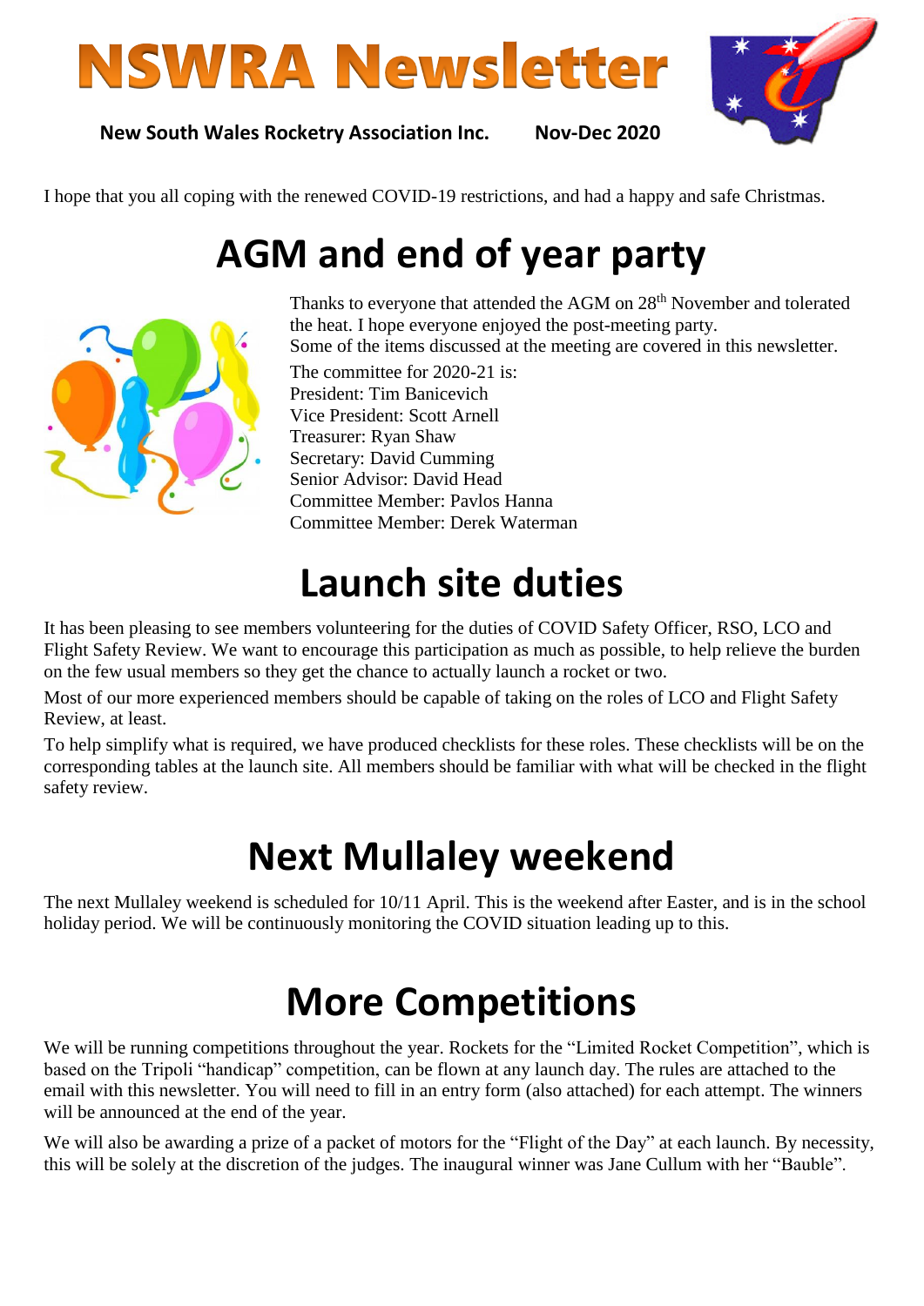# NSWRA Newsletter

**New South Wales Rocketry Association Inc.** **Nov-Dec 2020**

I hope that you all coping with the renewed COVID-19 restrictions, and had a happy and safe Christmas.

## AGM and end of year party

Thanks to everyone that attended the AGM on 28th November and tolerated the heat. I hope everyone enjoyed the post-meeting party.

Some of the items discussed at the meeting are covered in this newsletter.

The committee for 2020-21 is:

President: Tim Banicevich
Vice President: Scott Arnell
Treasurer: Ryan Shaw
Secretary: David Cumming
Senior Advisor: David Head
Committee Member: Pavlos Hanna
Committee Member: Derek Waterman

## Launch site duties

It has been pleasing to see members volunteering for the duties of COVID Safety Officer, RSO, LCO and Flight Safety Review. We want to encourage this participation as much as possible, to help relieve the burden on the few usual members so they get the chance to actually launch a rocket or two.

Most of our more experienced members should be capable of taking on the roles of LCO and Flight Safety Review, at least.

To help simplify what is required, we have produced checklists for these roles. These checklists will be on the corresponding tables at the launch site. All members should be familiar with what will be checked in the flight safety review.

## Next Mullaley weekend

The next Mullaley weekend is scheduled for 10/11 April. This is the weekend after Easter, and is in the school holiday period. We will be continuously monitoring the COVID situation leading up to this.

## More Competitions

We will be running competitions throughout the year. Rockets for the "Limited Rocket Competition", which is based on the Tripoli "handicap" competition, can be flown at any launch day. The rules are attached to the email with this newsletter. You will need to fill in an entry form (also attached) for each attempt. The winners will be announced at the end of the year.

We will also be awarding a prize of a packet of motors for the "Flight of the Day" at each launch. By necessity, this will be solely at the discretion of the judges. The inaugural winner was Jane Cullum with her "Bauble".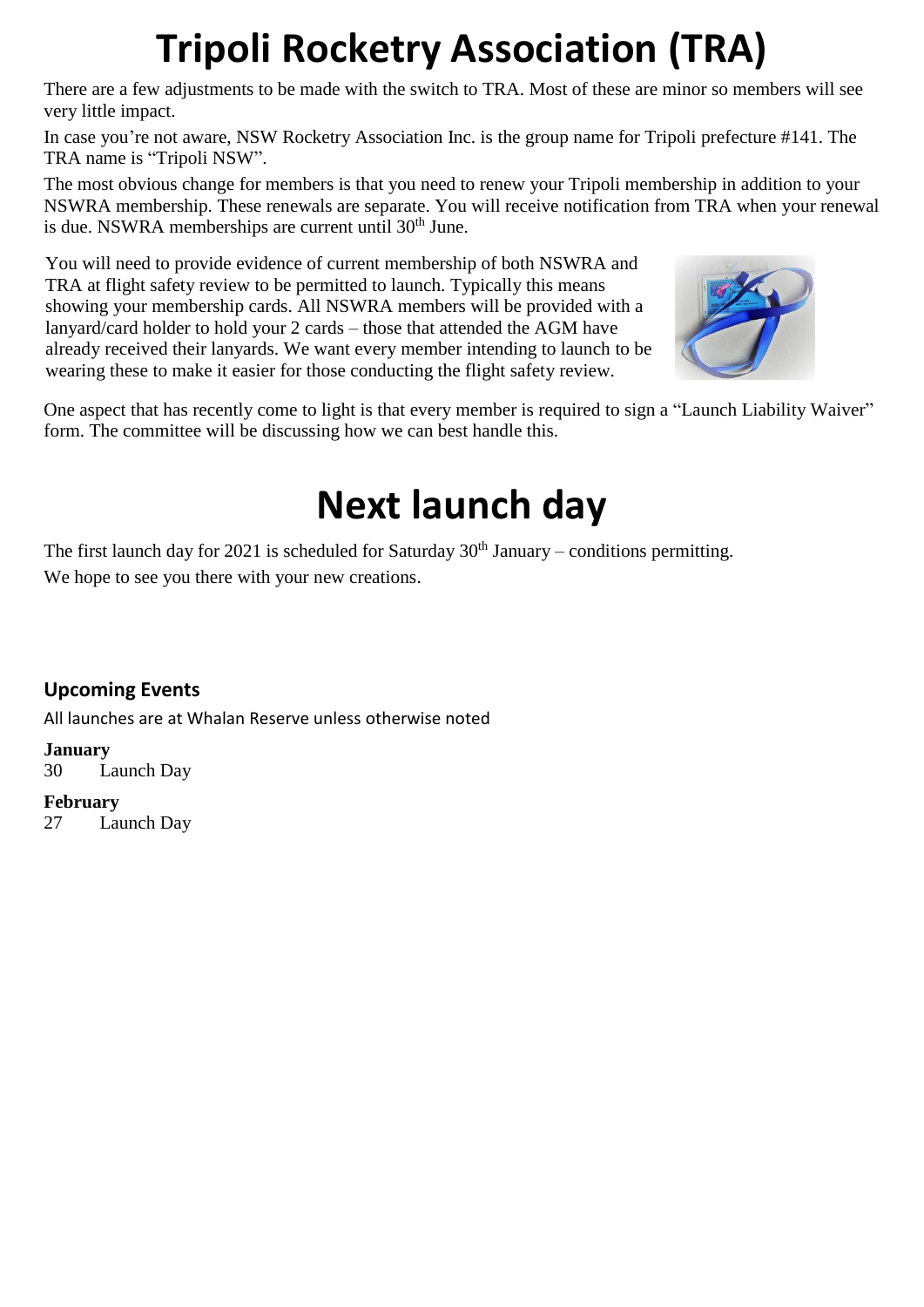# Tripoli Rocketry Association (TRA)

There are a few adjustments to be made with the switch to TRA. Most of these are minor so members will see very little impact.

In case you're not aware, NSW Rocketry Association Inc. is the group name for Tripoli prefecture #141. The TRA name is "Tripoli NSW".

The most obvious change for members is that you need to renew your Tripoli membership in addition to your NSWRA membership. These renewals are separate. You will receive notification from TRA when your renewal is due. NSWRA memberships are current until 30th June.

You will need to provide evidence of current membership of both NSWRA and TRA at flight safety review to be permitted to launch. Typically this means showing your membership cards. All NSWRA members will be provided with a lanyard/card holder to hold your 2 cards – those that attended the AGM have already received their lanyards. We want every member intending to launch to be wearing these to make it easier for those conducting the flight safety review.

One aspect that has recently come to light is that every member is required to sign a "Launch Liability Waiver" form. The committee will be discussing how we can best handle this.

# Next launch day

The first launch day for 2021 is scheduled for Saturday 30th January – conditions permitting.

We hope to see you there with your new creations.

### Upcoming Events

All launches are at Whalan Reserve unless otherwise noted

**January**
30 Launch Day

**February**
27 Launch Day